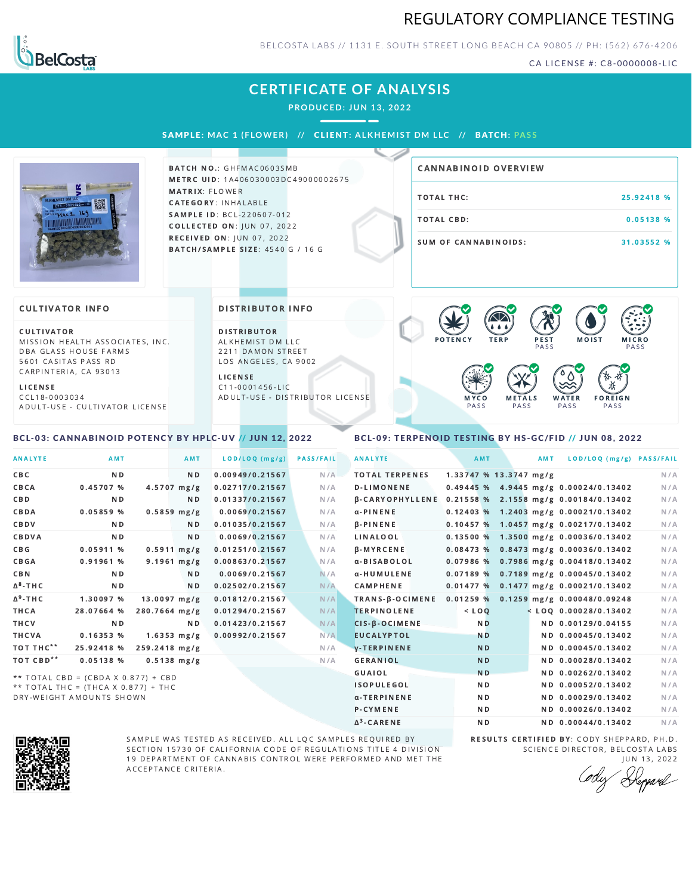# REGULATORY COMPLIANCE TESTING

BELCOSTA LABS // 1131 E. SOUTH STREET LONG BEACH CA 90805 // PH: (562) 676-4206

CA LICENSE #: C8-0000008-LIC

## CERTIFICATE OF ANALYSIS

**PRODUCED: JUN 13, 2022**

**SAMPLE: MAC 1 (FLOWER) // CLIENT: ALKHEMIST DM LLC // BATCH: PASS**

**BATCH NO.**: GHFMAC0603SMB
**METRC UID**: 1A406030003DC49000002675
**MATRIX**: FLOWER
**CATEGORY**: INHALABLE
**SAMPLE ID**: BCL-220607-012
**COLLECTED ON**: JUN 07, 2022
**RECEIVED ON**: JUN 07, 2022
**BATCH/SAMPLE SIZE**: 4540 G / 16 G

### CANNABINOID OVERVIEW

| | |
|---|---|
| TOTAL THC: | 25.92418 % |
| TOTAL CBD: | 0.05138 % |
| SUM OF CANNABINOIDS: | 31.03552 % |

### CULTIVATOR INFO

**CULTIVATOR**
MISSION HEALTH ASSOCIATES, INC.
DBA GLASS HOUSE FARMS
5601 CASITAS PASS RD
CARPINTERIA, CA 93013

**LICENSE**
CCL18-0003034
ADULT-USE - CULTIVATOR LICENSE

### DISTRIBUTOR INFO

**DISTRIBUTOR**
ALKHEMIST DM LLC
2211 DAMON STREET
LOS ANGELES, CA 9002

**LICENSE**
C11-0001456-LIC
ADULT-USE - DISTRIBUTOR LICENSE

POTENCY | TERP | PEST PASS | MOIST | MICRO PASS | MYCO PASS | METALS PASS | WATER PASS | FOREIGN PASS

### BCL-03: CANNABINOID POTENCY BY HPLC-UV // JUN 12, 2022

| ANALYTE | AMT | AMT | LOD/LOQ (mg/g) | PASS/FAIL |
|---|---|---|---|---|
| CBC | ND | ND | 0.00949/0.21567 | N/A |
| CBCA | 0.45707 % | 4.5707 mg/g | 0.02717/0.21567 | N/A |
| CBD | ND | ND | 0.01337/0.21567 | N/A |
| CBDA | 0.05859 % | 0.5859 mg/g | 0.0069/0.21567 | N/A |
| CBDV | ND | ND | 0.01035/0.21567 | N/A |
| CBDVA | ND | ND | 0.0069/0.21567 | N/A |
| CBG | 0.05911 % | 0.5911 mg/g | 0.01251/0.21567 | N/A |
| CBGA | 0.91961 % | 9.1961 mg/g | 0.00863/0.21567 | N/A |
| CBN | ND | ND | 0.0069/0.21567 | N/A |
| Δ8-THC | ND | ND | 0.02502/0.21567 | N/A |
| Δ9-THC | 1.30097 % | 13.0097 mg/g | 0.01812/0.21567 | N/A |
| THCA | 28.07664 % | 280.7664 mg/g | 0.01294/0.21567 | N/A |
| THCV | ND | ND | 0.01423/0.21567 | N/A |
| THCVA | 0.16353 % | 1.6353 mg/g | 0.00992/0.21567 | N/A |
| TOT THC** | 25.92418 % | 259.2418 mg/g | | N/A |
| TOT CBD** | 0.05138 % | 0.5138 mg/g | | N/A |

** TOTAL CBD = (CBDA X 0.877) + CBD
** TOTAL THC = (THCA X 0.877) + THC
DRY-WEIGHT AMOUNTS SHOWN

### BCL-09: TERPENOID TESTING BY HS-GC/FID // JUN 08, 2022

| ANALYTE | AMT | AMT | LOD/LOQ (mg/g) | PASS/FAIL |
|---|---|---|---|---|
| TOTAL TERPENES | 1.33747 % | 13.3747 mg/g | | N/A |
| D-LIMONENE | 0.49445 % | 4.9445 mg/g | 0.00024/0.13402 | N/A |
| β-CARYOPHYLLENE | 0.21558 % | 2.1558 mg/g | 0.00184/0.13402 | N/A |
| α-PINENE | 0.12403 % | 1.2403 mg/g | 0.00021/0.13402 | N/A |
| β-PINENE | 0.10457 % | 1.0457 mg/g | 0.00217/0.13402 | N/A |
| LINALOOL | 0.13500 % | 1.3500 mg/g | 0.00036/0.13402 | N/A |
| β-MYRCENE | 0.08473 % | 0.8473 mg/g | 0.00036/0.13402 | N/A |
| α-BISABOLOL | 0.07986 % | 0.7986 mg/g | 0.00418/0.13402 | N/A |
| α-HUMULENE | 0.07189 % | 0.7189 mg/g | 0.00045/0.13402 | N/A |
| CAMPHENE | 0.01477 % | 0.1477 mg/g | 0.00021/0.13402 | N/A |
| TRANS-β-OCIMENE | 0.01259 % | 0.1259 mg/g | 0.00048/0.09248 | N/A |
| TERPINOLENE | < LOQ | < LOQ | 0.00028/0.13402 | N/A |
| CIS-β-OCIMENE | ND | ND | 0.00129/0.04155 | N/A |
| EUCALYPTOL | ND | ND | 0.00045/0.13402 | N/A |
| γ-TERPINENE | ND | ND | 0.00045/0.13402 | N/A |
| GERANIOL | ND | ND | 0.00028/0.13402 | N/A |
| GUAIOL | ND | ND | 0.00262/0.13402 | N/A |
| ISOPULEGOL | ND | ND | 0.00052/0.13402 | N/A |
| α-TERPINENE | ND | ND | 0.00029/0.13402 | N/A |
| P-CYMENE | ND | ND | 0.00026/0.13402 | N/A |
| Δ3-CARENE | ND | ND | 0.00044/0.13402 | N/A |

SAMPLE WAS TESTED AS RECEIVED. ALL LQC SAMPLES REQUIRED BY SECTION 15730 OF CALIFORNIA CODE OF REGULATIONS TITLE 4 DIVISION 19 DEPARTMENT OF CANNABIS CONTROL WERE PERFORMED AND MET THE ACCEPTANCE CRITERIA.

**RESULTS CERTIFIED BY**: CODY SHEPPARD, PH.D.
SCIENCE DIRECTOR, BELCOSTA LABS
JUN 13, 2022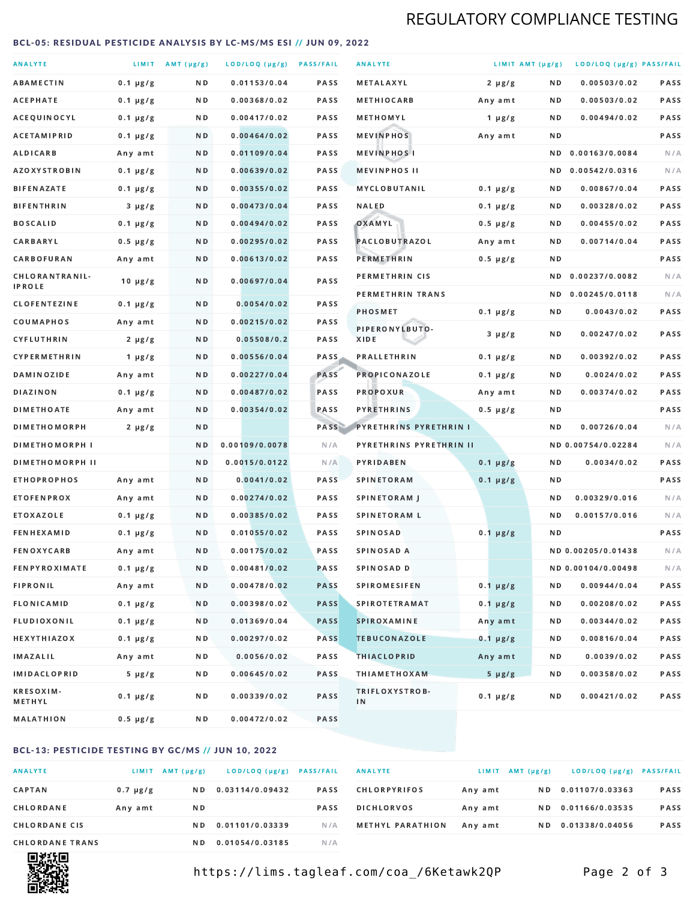REGULATORY COMPLIANCE TESTING

## BCL-05: RESIDUAL PESTICIDE ANALYSIS BY LC-MS/MS ESI // JUN 09, 2022

| ANALYTE | LIMIT | AMT (μg/g) | LOD/LOQ (μg/g) | PASS/FAIL |
|---|---|---|---|---|
| ABAMECTIN | 0.1 μg/g | ND | 0.01153/0.04 | PASS |
| ACEPHATE | 0.1 μg/g | ND | 0.00368/0.02 | PASS |
| ACEQUINOCYL | 0.1 μg/g | ND | 0.00417/0.02 | PASS |
| ACETAMIPRID | 0.1 μg/g | ND | 0.00464/0.02 | PASS |
| ALDICARB | Any amt | ND | 0.01109/0.04 | PASS |
| AZOXYSTROBIN | 0.1 μg/g | ND | 0.00639/0.02 | PASS |
| BIFENAZATE | 0.1 μg/g | ND | 0.00355/0.02 | PASS |
| BIFENTHRIN | 3 μg/g | ND | 0.00473/0.04 | PASS |
| BOSCALID | 0.1 μg/g | ND | 0.00494/0.02 | PASS |
| CARBARYL | 0.5 μg/g | ND | 0.00295/0.02 | PASS |
| CARBOFURAN | Any amt | ND | 0.00613/0.02 | PASS |
| CHLORANTRANILIPROLE | 10 μg/g | ND | 0.00697/0.04 | PASS |
| CLOFENTEZINE | 0.1 μg/g | ND | 0.0054/0.02 | PASS |
| COUMAPHOS | Any amt | ND | 0.00215/0.02 | PASS |
| CYFLUTHRIN | 2 μg/g | ND | 0.05508/0.2 | PASS |
| CYPERMETHRIN | 1 μg/g | ND | 0.00556/0.04 | PASS |
| DAMINOZIDE | Any amt | ND | 0.00227/0.04 | PASS |
| DIAZINON | 0.1 μg/g | ND | 0.00487/0.02 | PASS |
| DIMETHOATE | Any amt | ND | 0.00354/0.02 | PASS |
| DIMETHOMORPH | 2 μg/g | ND | | PASS |
| DIMETHOMORPH I | | ND | 0.00109/0.0078 | N/A |
| DIMETHOMORPH II | | ND | 0.0015/0.0122 | N/A |
| ETHOPROPHOS | Any amt | ND | 0.0041/0.02 | PASS |
| ETOFENPROX | Any amt | ND | 0.00274/0.02 | PASS |
| ETOXAZOLE | 0.1 μg/g | ND | 0.00385/0.02 | PASS |
| FENHEXAMID | 0.1 μg/g | ND | 0.01055/0.02 | PASS |
| FENOXYCARB | Any amt | ND | 0.00175/0.02 | PASS |
| FENPYROXIMATE | 0.1 μg/g | ND | 0.00481/0.02 | PASS |
| FIPRONIL | Any amt | ND | 0.00478/0.02 | PASS |
| FLONICAMID | 0.1 μg/g | ND | 0.00398/0.02 | PASS |
| FLUDIOXONIL | 0.1 μg/g | ND | 0.01369/0.04 | PASS |
| HEXYTHIAZOX | 0.1 μg/g | ND | 0.00297/0.02 | PASS |
| IMAZALIL | Any amt | ND | 0.0056/0.02 | PASS |
| IMIDACLOPRID | 5 μg/g | ND | 0.00645/0.02 | PASS |
| KRESOXIM-METHYL | 0.1 μg/g | ND | 0.00339/0.02 | PASS |
| MALATHION | 0.5 μg/g | ND | 0.00472/0.02 | PASS |
| METALAXYL | 2 μg/g | ND | 0.00503/0.02 | PASS |
| METHIOCARB | Any amt | ND | 0.00503/0.02 | PASS |
| METHOMYL | 1 μg/g | ND | 0.00494/0.02 | PASS |
| MEVINPHOS | Any amt | ND | | PASS |
| MEVINPHOS I | | ND | 0.00163/0.0084 | N/A |
| MEVINPHOS II | | ND | 0.00542/0.0316 | N/A |
| MYCLOBUTANIL | 0.1 μg/g | ND | 0.00867/0.04 | PASS |
| NALED | 0.1 μg/g | ND | 0.00328/0.02 | PASS |
| OXAMYL | 0.5 μg/g | ND | 0.00455/0.02 | PASS |
| PACLOBUTRAZOL | Any amt | ND | 0.00714/0.04 | PASS |
| PERMETHRIN | 0.5 μg/g | ND | | PASS |
| PERMETHRIN CIS | | ND | 0.00237/0.0082 | N/A |
| PERMETHRIN TRANS | | ND | 0.00245/0.0118 | N/A |
| PHOSMET | 0.1 μg/g | ND | 0.0043/0.02 | PASS |
| PIPERONYLBUTOXIDE | 3 μg/g | ND | 0.00247/0.02 | PASS |
| PRALLETHRIN | 0.1 μg/g | ND | 0.00392/0.02 | PASS |
| PROPICONAZOLE | 0.1 μg/g | ND | 0.0024/0.02 | PASS |
| PROPOXUR | Any amt | ND | 0.00374/0.02 | PASS |
| PYRETHRINS | 0.5 μg/g | ND | | PASS |
| PYRETHRINS PYRETHRIN I | | ND | 0.00726/0.04 | N/A |
| PYRETHRINS PYRETHRIN II | | ND | 0.00754/0.02284 | N/A |
| PYRIDABEN | 0.1 μg/g | ND | 0.0034/0.02 | PASS |
| SPINETORAM | 0.1 μg/g | ND | | PASS |
| SPINETORAM J | | ND | 0.00329/0.016 | N/A |
| SPINETORAM L | | ND | 0.00157/0.016 | N/A |
| SPINOSAD | 0.1 μg/g | ND | | PASS |
| SPINOSAD A | | ND | 0.00205/0.01438 | N/A |
| SPINOSAD D | | ND | 0.00104/0.00498 | N/A |
| SPIROMESIFEN | 0.1 μg/g | ND | 0.00944/0.04 | PASS |
| SPIROTETRAMAT | 0.1 μg/g | ND | 0.00208/0.02 | PASS |
| SPIROXAMINE | Any amt | ND | 0.00344/0.02 | PASS |
| TEBUCONAZOLE | 0.1 μg/g | ND | 0.00816/0.04 | PASS |
| THIACLOPRID | Any amt | ND | 0.0039/0.02 | PASS |
| THIAMETHOXAM | 5 μg/g | ND | 0.00358/0.02 | PASS |
| TRIFLOXYSTROBIN | 0.1 μg/g | ND | 0.00421/0.02 | PASS |

## BCL-13: PESTICIDE TESTING BY GC/MS // JUN 10, 2022

| ANALYTE | LIMIT | AMT (μg/g) | LOD/LOQ (μg/g) | PASS/FAIL |
|---|---|---|---|---|
| CAPTAN | 0.7 μg/g | ND | 0.03114/0.09432 | PASS |
| CHLORDANE | Any amt | ND | | PASS |
| CHLORDANE CIS | | ND | 0.01101/0.03339 | N/A |
| CHLORDANE TRANS | | ND | 0.01054/0.03185 | N/A |
| CHLORPYRIFOS | Any amt | ND | 0.01107/0.03363 | PASS |
| DICHLORVOS | Any amt | ND | 0.01166/0.03535 | PASS |
| METHYL PARATHION | Any amt | ND | 0.01338/0.04056 | PASS |

https://lims.tagleaf.com/coa_/6Ketawk2QP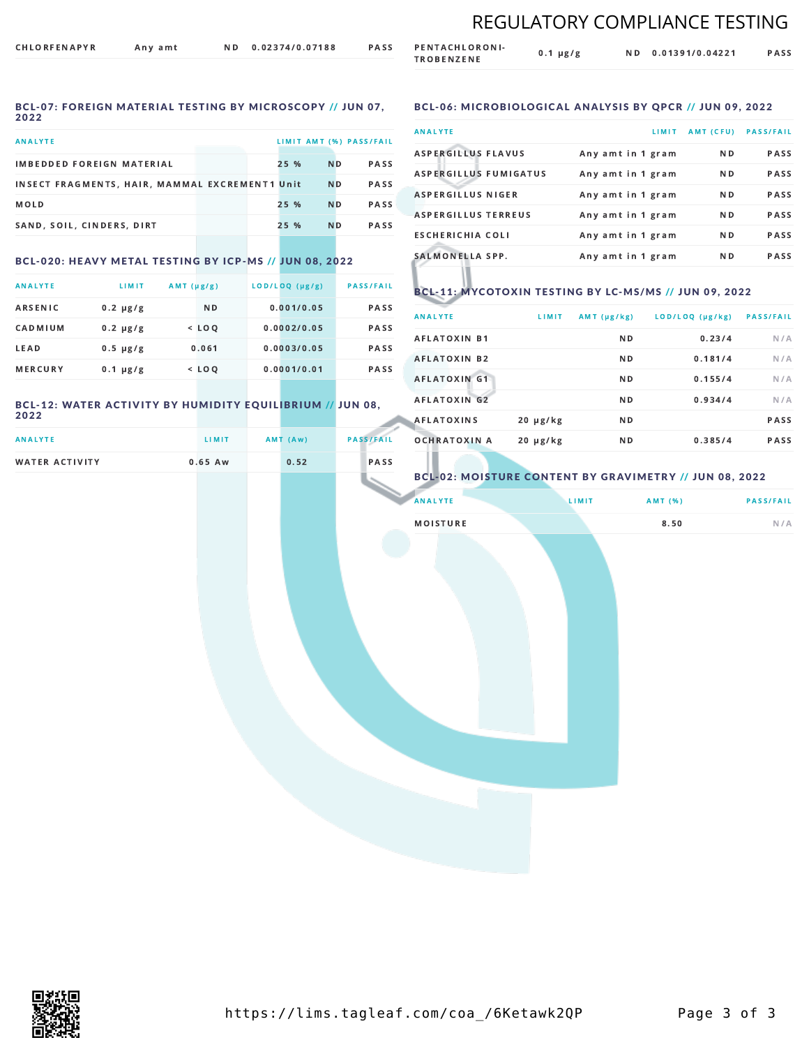# REGULATORY COMPLIANCE TESTING

| | | | | |
|---|---|---|---|---|
| CHLORFENAPYR | Any amt | ND | 0.02374/0.07188 | PASS |
| PENTACHLORONITROBENZENE | 0.1 µg/g | ND | 0.01391/0.04221 | PASS |

## BCL-07: FOREIGN MATERIAL TESTING BY MICROSCOPY // JUN 07, 2022

| ANALYTE | LIMIT | AMT (%) | PASS/FAIL |
|---|---|---|---|
| IMBEDDED FOREIGN MATERIAL | 25 % | ND | PASS |
| INSECT FRAGMENTS, HAIR, MAMMAL EXCREMENT | 1 Unit | ND | PASS |
| MOLD | 25 % | ND | PASS |
| SAND, SOIL, CINDERS, DIRT | 25 % | ND | PASS |

## BCL-020: HEAVY METAL TESTING BY ICP-MS // JUN 08, 2022

| ANALYTE | LIMIT | AMT (µg/g) | LOD/LOQ (µg/g) | PASS/FAIL |
|---|---|---|---|---|
| ARSENIC | 0.2 µg/g | ND | 0.001/0.05 | PASS |
| CADMIUM | 0.2 µg/g | < LOQ | 0.0002/0.05 | PASS |
| LEAD | 0.5 µg/g | 0.061 | 0.0003/0.05 | PASS |
| MERCURY | 0.1 µg/g | < LOQ | 0.0001/0.01 | PASS |

## BCL-12: WATER ACTIVITY BY HUMIDITY EQUILIBRIUM // JUN 08, 2022

| ANALYTE | LIMIT | AMT (Aw) | PASS/FAIL |
|---|---|---|---|
| WATER ACTIVITY | 0.65 Aw | 0.52 | PASS |

## BCL-06: MICROBIOLOGICAL ANALYSIS BY QPCR // JUN 09, 2022

| ANALYTE | LIMIT | AMT (CFU) | PASS/FAIL |
|---|---|---|---|
| ASPERGILLUS FLAVUS | Any amt in 1 gram | ND | PASS |
| ASPERGILLUS FUMIGATUS | Any amt in 1 gram | ND | PASS |
| ASPERGILLUS NIGER | Any amt in 1 gram | ND | PASS |
| ASPERGILLUS TERREUS | Any amt in 1 gram | ND | PASS |
| ESCHERICHIA COLI | Any amt in 1 gram | ND | PASS |
| SALMONELLA SPP. | Any amt in 1 gram | ND | PASS |

## BCL-11: MYCOTOXIN TESTING BY LC-MS/MS // JUN 09, 2022

| ANALYTE | LIMIT | AMT (µg/kg) | LOD/LOQ (µg/kg) | PASS/FAIL |
|---|---|---|---|---|
| AFLATOXIN B1 | | ND | 0.23/4 | N/A |
| AFLATOXIN B2 | | ND | 0.181/4 | N/A |
| AFLATOXIN G1 | | ND | 0.155/4 | N/A |
| AFLATOXIN G2 | | ND | 0.934/4 | N/A |
| AFLATOXINS | 20 µg/kg | ND | | PASS |
| OCHRATOXIN A | 20 µg/kg | ND | 0.385/4 | PASS |

## BCL-02: MOISTURE CONTENT BY GRAVIMETRY // JUN 08, 2022

| ANALYTE | LIMIT | AMT (%) | PASS/FAIL |
|---|---|---|---|
| MOISTURE | | 8.50 | N/A |

https://lims.tagleaf.com/coa_/6Ketawk2QP